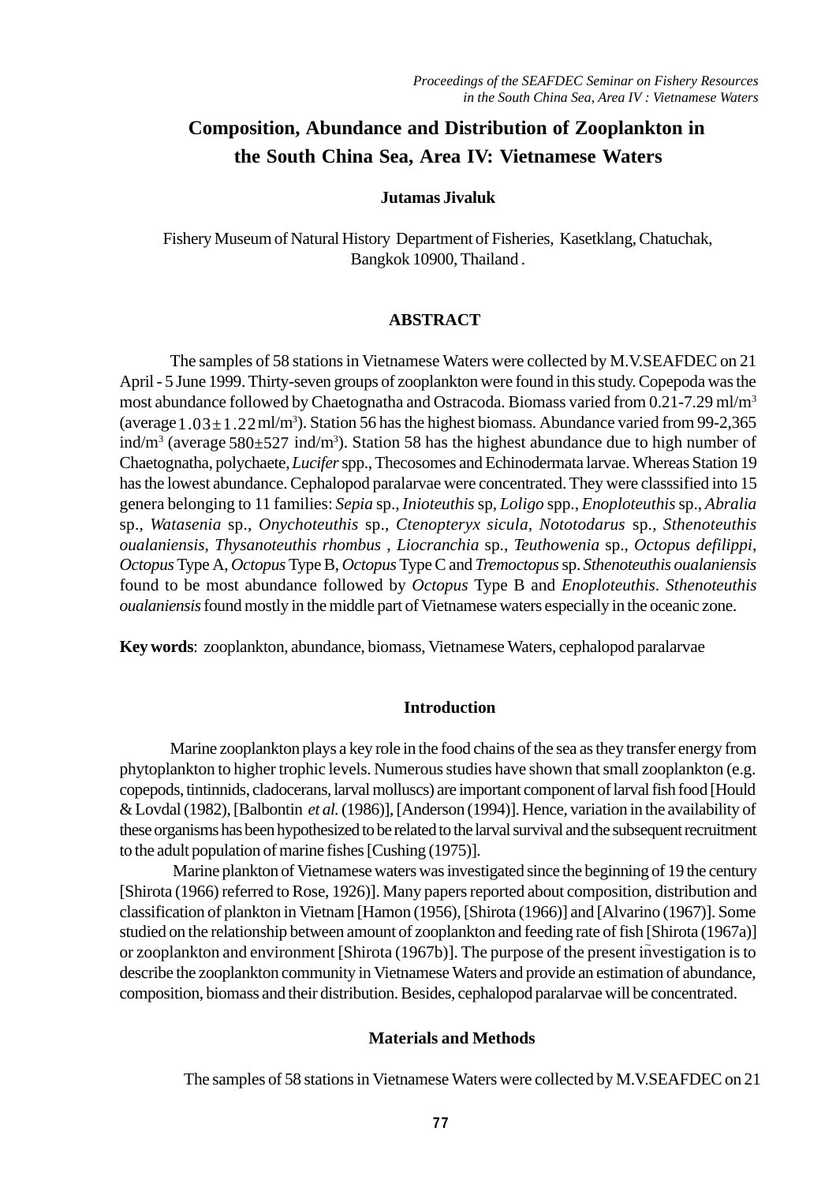# Composition, Abundance and Distribution of Zooplankton in the South China Sea, Area IV: Vietnamese Waters

**Jutamas Jivaluk**

Fishery Museum of Natural History Department of Fisheries, Kasetklang, Chatuchak, Bangkok 10900, Thailand .

## ABSTRACT

The samples of 58 stations in Vietnamese Waters were collected by M.V.SEAFDEC on 21 April - 5 June 1999. Thirty-seven groups of zooplankton were found in this study. Copepoda was the most abundance followed by Chaetognatha and Ostracoda. Biomass varied from 0.21-7.29 ml/m$^3$ (average $1.03\pm1.22$ ml/m$^3$). Station 56 has the highest biomass. Abundance varied from 99-2,365 ind/m$^3$ (average $580\pm527$ ind/m$^3$). Station 58 has the highest abundance due to high number of Chaetognatha, polychaete, *Lucifer* spp., Thecosomes and Echinodermata larvae. Whereas Station 19 has the lowest abundance. Cephalopod paralarvae were concentrated. They were classsified into 15 genera belonging to 11 families: *Sepia* sp., *Inioteuthis* sp, *Loligo* spp., *Enoploteuthis* sp., *Abralia* sp., *Watasenia* sp., *Onychoteuthis* sp., *Ctenopteryx sicula*, *Nototodarus* sp., *Sthenoteuthis oualaniensis*, *Thysanoteuthis rhombus* , *Liocranchia* sp., *Teuthowenia* sp., *Octopus defilippi*, *Octopus* Type A, *Octopus* Type B, *Octopus* Type C and *Tremoctopus* sp. *Sthenoteuthis oualaniensis* found to be most abundance followed by *Octopus* Type B and *Enoploteuthis*. *Sthenoteuthis oualaniensis* found mostly in the middle part of Vietnamese waters especially in the oceanic zone.

**Key words**: zooplankton, abundance, biomass, Vietnamese Waters, cephalopod paralarvae

## Introduction

Marine zooplankton plays a key role in the food chains of the sea as they transfer energy from phytoplankton to higher trophic levels. Numerous studies have shown that small zooplankton (e.g. copepods, tintinnids, cladocerans, larval molluscs) are important component of larval fish food [Hould & Lovdal (1982), [Balbontin *et al.* (1986)], [Anderson (1994)]. Hence, variation in the availability of these organisms has been hypothesized to be related to the larval survival and the subsequent recruitment to the adult population of marine fishes [Cushing (1975)].

Marine plankton of Vietnamese waters was investigated since the beginning of 19 the century [Shirota (1966) referred to Rose, 1926)]. Many papers reported about composition, distribution and classification of plankton in Vietnam [Hamon (1956), [Shirota (1966)] and [Alvarino (1967)]. Some studied on the relationship between amount of zooplankton and feeding rate of fish [Shirota (1967a)] or zooplankton and environment [Shirota (1967b)]. The purpose of the present investigation is to describe the zooplankton community in Vietnamese Waters and provide an estimation of abundance, composition, biomass and their distribution. Besides, cephalopod paralarvae will be concentrated.

## Materials and Methods

The samples of 58 stations in Vietnamese Waters were collected by M.V.SEAFDEC on 21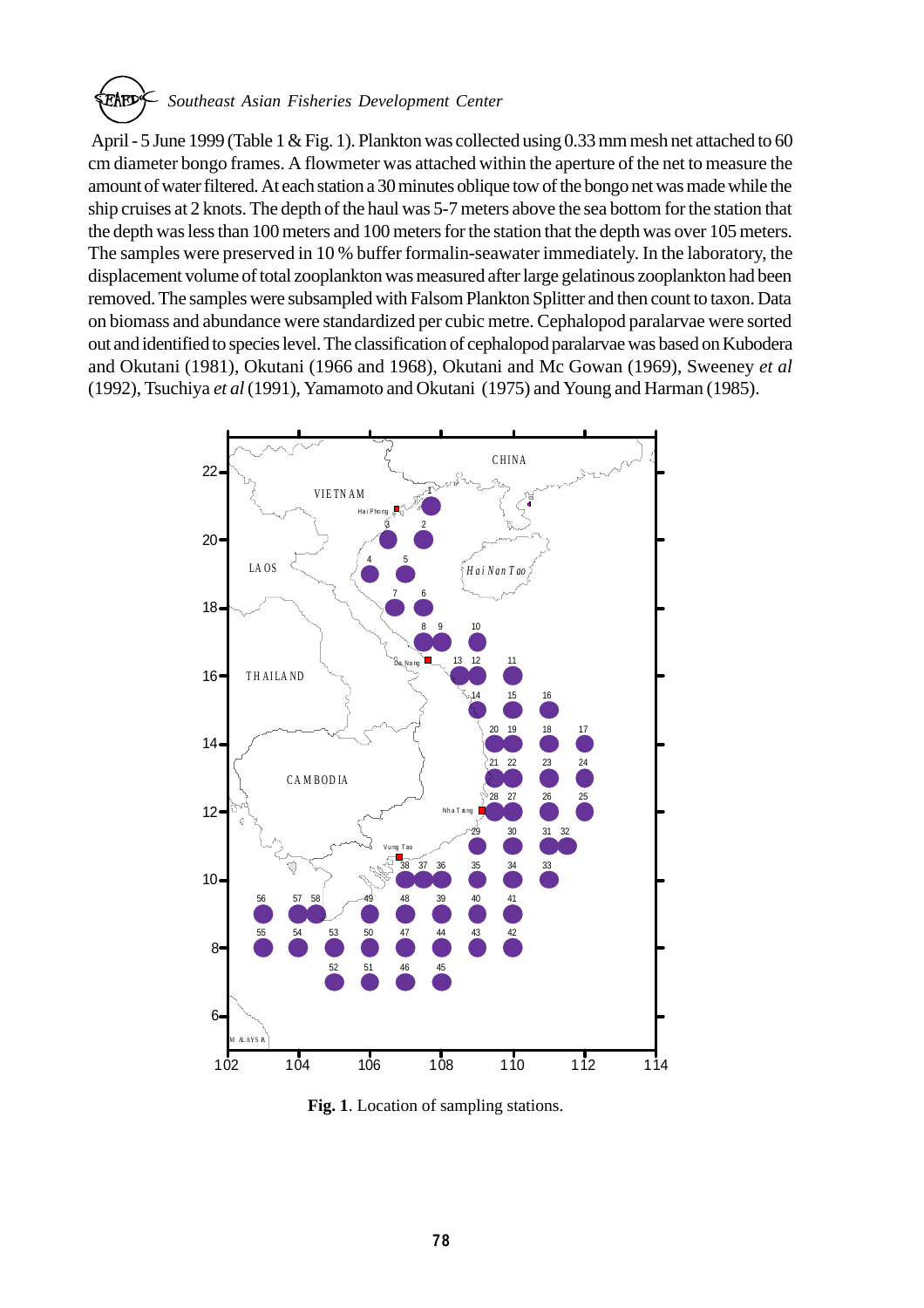April - 5 June 1999 (Table 1 & Fig. 1). Plankton was collected using 0.33 mm mesh net attached to 60 cm diameter bongo frames. A flowmeter was attached within the aperture of the net to measure the amount of water filtered. At each station a 30 minutes oblique tow of the bongo net was made while the ship cruises at 2 knots. The depth of the haul was 5-7 meters above the sea bottom for the station that the depth was less than 100 meters and 100 meters for the station that the depth was over 105 meters. The samples were preserved in 10 % buffer formalin-seawater immediately. In the laboratory, the displacement volume of total zooplankton was measured after large gelatinous zooplankton had been removed. The samples were subsampled with Falsom Plankton Splitter and then count to taxon. Data on biomass and abundance were standardized per cubic metre. Cephalopod paralarvae were sorted out and identified to species level. The classification of cephalopod paralarvae was based on Kubodera and Okutani (1981), Okutani (1966 and 1968), Okutani and Mc Gowan (1969), Sweeney *et al* (1992), Tsuchiya *et al* (1991), Yamamoto and Okutani (1975) and Young and Harman (1985).

**Fig. 1**. Location of sampling stations.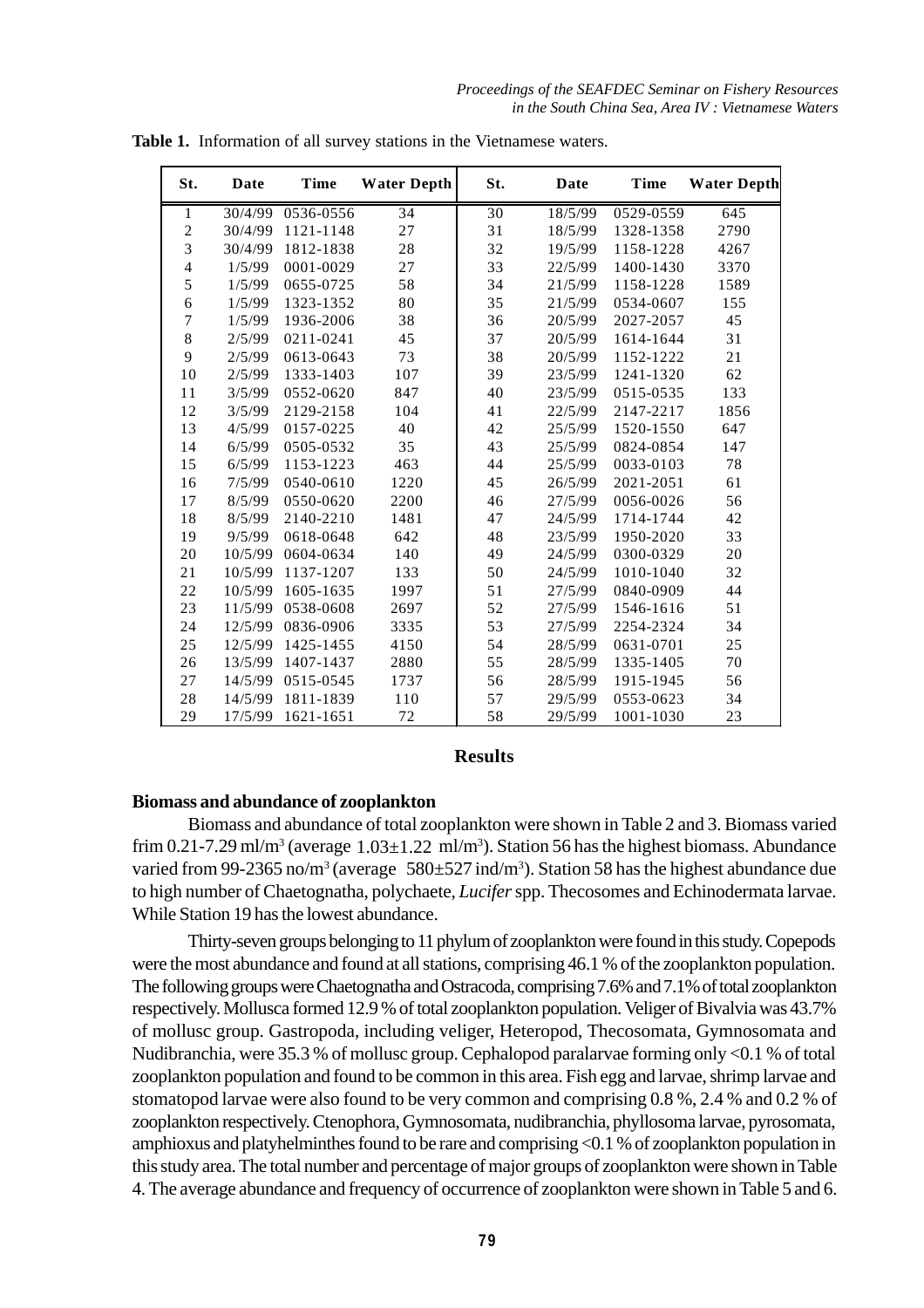**Table 1.** Information of all survey stations in the Vietnamese waters.

| St. | Date | Time | Water Depth | St. | Date | Time | Water Depth |
|---|---|---|---|---|---|---|---|
| 1 | 30/4/99 | 0536-0556 | 34 | 30 | 18/5/99 | 0529-0559 | 645 |
| 2 | 30/4/99 | 1121-1148 | 27 | 31 | 18/5/99 | 1328-1358 | 2790 |
| 3 | 30/4/99 | 1812-1838 | 28 | 32 | 19/5/99 | 1158-1228 | 4267 |
| 4 | 1/5/99 | 0001-0029 | 27 | 33 | 22/5/99 | 1400-1430 | 3370 |
| 5 | 1/5/99 | 0655-0725 | 58 | 34 | 21/5/99 | 1158-1228 | 1589 |
| 6 | 1/5/99 | 1323-1352 | 80 | 35 | 21/5/99 | 0534-0607 | 155 |
| 7 | 1/5/99 | 1936-2006 | 38 | 36 | 20/5/99 | 2027-2057 | 45 |
| 8 | 2/5/99 | 0211-0241 | 45 | 37 | 20/5/99 | 1614-1644 | 31 |
| 9 | 2/5/99 | 0613-0643 | 73 | 38 | 20/5/99 | 1152-1222 | 21 |
| 10 | 2/5/99 | 1333-1403 | 107 | 39 | 23/5/99 | 1241-1320 | 62 |
| 11 | 3/5/99 | 0552-0620 | 847 | 40 | 23/5/99 | 0515-0535 | 133 |
| 12 | 3/5/99 | 2129-2158 | 104 | 41 | 22/5/99 | 2147-2217 | 1856 |
| 13 | 4/5/99 | 0157-0225 | 40 | 42 | 25/5/99 | 1520-1550 | 647 |
| 14 | 6/5/99 | 0505-0532 | 35 | 43 | 25/5/99 | 0824-0854 | 147 |
| 15 | 6/5/99 | 1153-1223 | 463 | 44 | 25/5/99 | 0033-0103 | 78 |
| 16 | 7/5/99 | 0540-0610 | 1220 | 45 | 26/5/99 | 2021-2051 | 61 |
| 17 | 8/5/99 | 0550-0620 | 2200 | 46 | 27/5/99 | 0056-0026 | 56 |
| 18 | 8/5/99 | 2140-2210 | 1481 | 47 | 24/5/99 | 1714-1744 | 42 |
| 19 | 9/5/99 | 0618-0648 | 642 | 48 | 23/5/99 | 1950-2020 | 33 |
| 20 | 10/5/99 | 0604-0634 | 140 | 49 | 24/5/99 | 0300-0329 | 20 |
| 21 | 10/5/99 | 1137-1207 | 133 | 50 | 24/5/99 | 1010-1040 | 32 |
| 22 | 10/5/99 | 1605-1635 | 1997 | 51 | 27/5/99 | 0840-0909 | 44 |
| 23 | 11/5/99 | 0538-0608 | 2697 | 52 | 27/5/99 | 1546-1616 | 51 |
| 24 | 12/5/99 | 0836-0906 | 3335 | 53 | 27/5/99 | 2254-2324 | 34 |
| 25 | 12/5/99 | 1425-1455 | 4150 | 54 | 28/5/99 | 0631-0701 | 25 |
| 26 | 13/5/99 | 1407-1437 | 2880 | 55 | 28/5/99 | 1335-1405 | 70 |
| 27 | 14/5/99 | 0515-0545 | 1737 | 56 | 28/5/99 | 1915-1945 | 56 |
| 28 | 14/5/99 | 1811-1839 | 110 | 57 | 29/5/99 | 0553-0623 | 34 |
| 29 | 17/5/99 | 1621-1651 | 72 | 58 | 29/5/99 | 1001-1030 | 23 |

## Results

### Biomass and abundance of zooplankton

Biomass and abundance of total zooplankton were shown in Table 2 and 3. Biomass varied frim 0.21-7.29 ml/m$^3$ (average $1.03\pm1.22$ ml/m$^3$). Station 56 has the highest biomass. Abundance varied from 99-2365 no/m$^3$ (average $580\pm527$ ind/m$^3$). Station 58 has the highest abundance due to high number of Chaetognatha, polychaete, *Lucifer* spp. Thecosomes and Echinodermata larvae. While Station 19 has the lowest abundance.

Thirty-seven groups belonging to 11 phylum of zooplankton were found in this study. Copepods were the most abundance and found at all stations, comprising 46.1 % of the zooplankton population. The following groups were Chaetognatha and Ostracoda, comprising 7.6% and 7.1% of total zooplankton respectively. Mollusca formed 12.9 % of total zooplankton population. Veliger of Bivalvia was 43.7% of mollusc group. Gastropoda, including veliger, Heteropod, Thecosomata, Gymnosomata and Nudibranchia, were 35.3 % of mollusc group. Cephalopod paralarvae forming only <0.1 % of total zooplankton population and found to be common in this area. Fish egg and larvae, shrimp larvae and stomatopod larvae were also found to be very common and comprising 0.8 %, 2.4 % and 0.2 % of zooplankton respectively. Ctenophora, Gymnosomata, nudibranchia, phyllosoma larvae, pyrosomata, amphioxus and platyhelminthes found to be rare and comprising <0.1 % of zooplankton population in this study area. The total number and percentage of major groups of zooplankton were shown in Table 4. The average abundance and frequency of occurrence of zooplankton were shown in Table 5 and 6.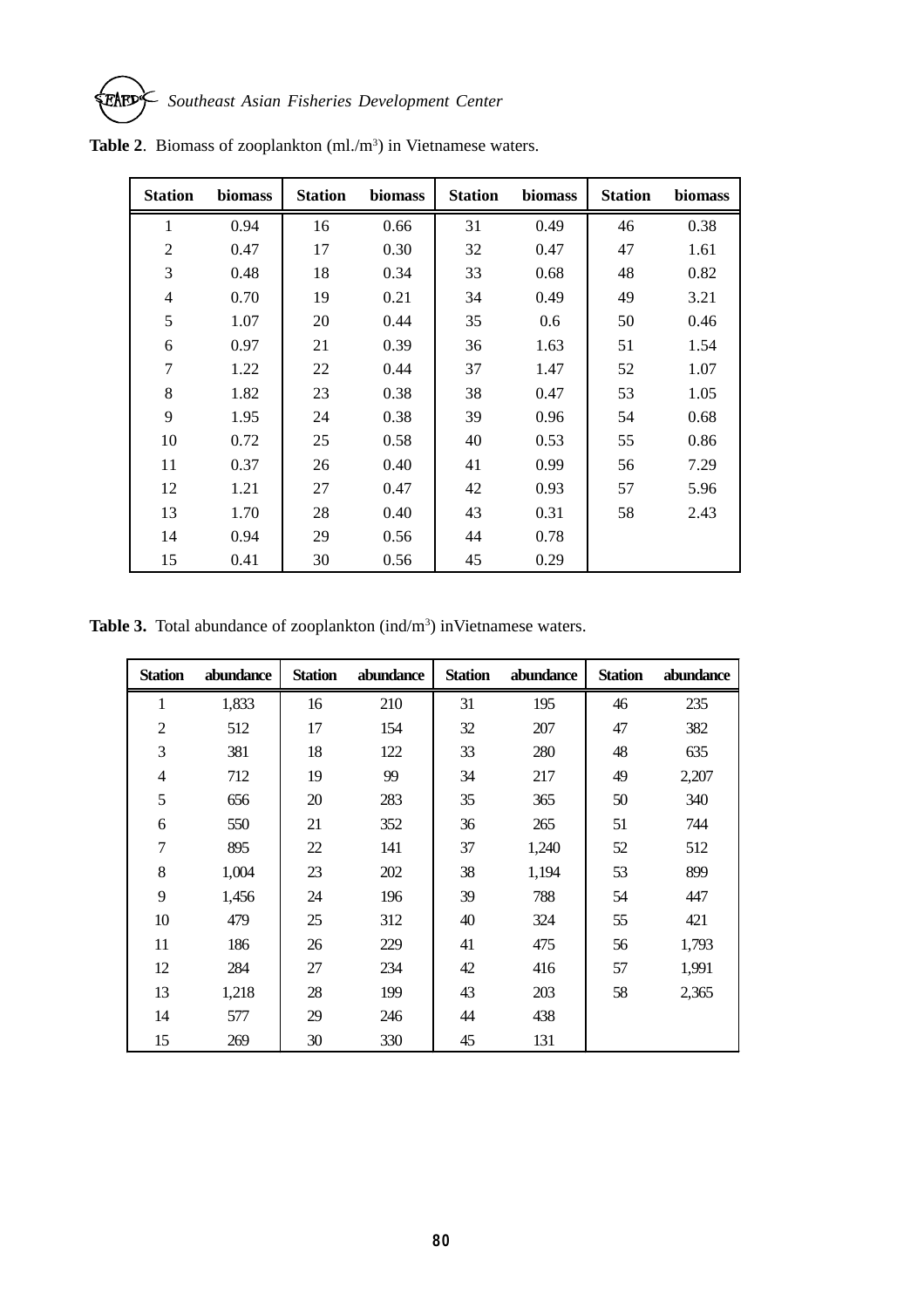**Table 2**. Biomass of zooplankton (ml./$m^3$) in Vietnamese waters.

| Station | biomass | Station | biomass | Station | biomass | Station | biomass |
|---|---|---|---|---|---|---|---|
| 1 | 0.94 | 16 | 0.66 | 31 | 0.49 | 46 | 0.38 |
| 2 | 0.47 | 17 | 0.30 | 32 | 0.47 | 47 | 1.61 |
| 3 | 0.48 | 18 | 0.34 | 33 | 0.68 | 48 | 0.82 |
| 4 | 0.70 | 19 | 0.21 | 34 | 0.49 | 49 | 3.21 |
| 5 | 1.07 | 20 | 0.44 | 35 | 0.6 | 50 | 0.46 |
| 6 | 0.97 | 21 | 0.39 | 36 | 1.63 | 51 | 1.54 |
| 7 | 1.22 | 22 | 0.44 | 37 | 1.47 | 52 | 1.07 |
| 8 | 1.82 | 23 | 0.38 | 38 | 0.47 | 53 | 1.05 |
| 9 | 1.95 | 24 | 0.38 | 39 | 0.96 | 54 | 0.68 |
| 10 | 0.72 | 25 | 0.58 | 40 | 0.53 | 55 | 0.86 |
| 11 | 0.37 | 26 | 0.40 | 41 | 0.99 | 56 | 7.29 |
| 12 | 1.21 | 27 | 0.47 | 42 | 0.93 | 57 | 5.96 |
| 13 | 1.70 | 28 | 0.40 | 43 | 0.31 | 58 | 2.43 |
| 14 | 0.94 | 29 | 0.56 | 44 | 0.78 | | |
| 15 | 0.41 | 30 | 0.56 | 45 | 0.29 | | |

**Table 3.** Total abundance of zooplankton (ind/$m^3$) inVietnamese waters.

| Station | abundance | Station | abundance | Station | abundance | Station | abundance |
|---|---|---|---|---|---|---|---|
| 1 | 1,833 | 16 | 210 | 31 | 195 | 46 | 235 |
| 2 | 512 | 17 | 154 | 32 | 207 | 47 | 382 |
| 3 | 381 | 18 | 122 | 33 | 280 | 48 | 635 |
| 4 | 712 | 19 | 99 | 34 | 217 | 49 | 2,207 |
| 5 | 656 | 20 | 283 | 35 | 365 | 50 | 340 |
| 6 | 550 | 21 | 352 | 36 | 265 | 51 | 744 |
| 7 | 895 | 22 | 141 | 37 | 1,240 | 52 | 512 |
| 8 | 1,004 | 23 | 202 | 38 | 1,194 | 53 | 899 |
| 9 | 1,456 | 24 | 196 | 39 | 788 | 54 | 447 |
| 10 | 479 | 25 | 312 | 40 | 324 | 55 | 421 |
| 11 | 186 | 26 | 229 | 41 | 475 | 56 | 1,793 |
| 12 | 284 | 27 | 234 | 42 | 416 | 57 | 1,991 |
| 13 | 1,218 | 28 | 199 | 43 | 203 | 58 | 2,365 |
| 14 | 577 | 29 | 246 | 44 | 438 | | |
| 15 | 269 | 30 | 330 | 45 | 131 | | |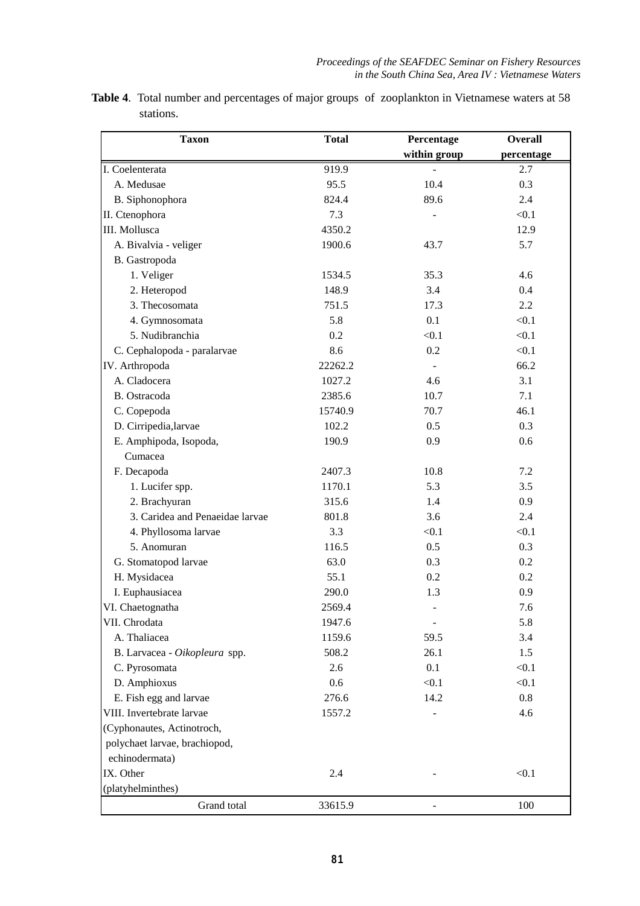**Table 4**. Total number and percentages of major groups of zooplankton in Vietnamese waters at 58 stations.

| Taxon | Total | Percentage within group | Overall percentage |
|---|---|---|---|
| I. Coelenterata | 919.9 | - | 2.7 |
| A. Medusae | 95.5 | 10.4 | 0.3 |
| B. Siphonophora | 824.4 | 89.6 | 2.4 |
| II. Ctenophora | 7.3 | - | <0.1 |
| III. Mollusca | 4350.2 | | 12.9 |
| A. Bivalvia - veliger | 1900.6 | 43.7 | 5.7 |
| B. Gastropoda | | | |
| 1. Veliger | 1534.5 | 35.3 | 4.6 |
| 2. Heteropod | 148.9 | 3.4 | 0.4 |
| 3. Thecosomata | 751.5 | 17.3 | 2.2 |
| 4. Gymnosomata | 5.8 | 0.1 | <0.1 |
| 5. Nudibranchia | 0.2 | <0.1 | <0.1 |
| C. Cephalopoda - paralarvae | 8.6 | 0.2 | <0.1 |
| IV. Arthropoda | 22262.2 | - | 66.2 |
| A. Cladocera | 1027.2 | 4.6 | 3.1 |
| B. Ostracoda | 2385.6 | 10.7 | 7.1 |
| C. Copepoda | 15740.9 | 70.7 | 46.1 |
| D. Cirripedia,larvae | 102.2 | 0.5 | 0.3 |
| E. Amphipoda, Isopoda, Cumacea | 190.9 | 0.9 | 0.6 |
| F. Decapoda | 2407.3 | 10.8 | 7.2 |
| 1. Lucifer spp. | 1170.1 | 5.3 | 3.5 |
| 2. Brachyuran | 315.6 | 1.4 | 0.9 |
| 3. Caridea and Penaeidae larvae | 801.8 | 3.6 | 2.4 |
| 4. Phyllosoma larvae | 3.3 | <0.1 | <0.1 |
| 5. Anomuran | 116.5 | 0.5 | 0.3 |
| G. Stomatopod larvae | 63.0 | 0.3 | 0.2 |
| H. Mysidacea | 55.1 | 0.2 | 0.2 |
| I. Euphausiacea | 290.0 | 1.3 | 0.9 |
| VI. Chaetognatha | 2569.4 | - | 7.6 |
| VII. Chrodata | 1947.6 | - | 5.8 |
| A. Thaliacea | 1159.6 | 59.5 | 3.4 |
| B. Larvacea - *Oikopleura* spp. | 508.2 | 26.1 | 1.5 |
| C. Pyrosomata | 2.6 | 0.1 | <0.1 |
| D. Amphioxus | 0.6 | <0.1 | <0.1 |
| E. Fish egg and larvae | 276.6 | 14.2 | 0.8 |
| VIII. Invertebrate larvae (Cyphonautes, Actinotroch, polychaet larvae, brachiopod, echinodermata) | 1557.2 | - | 4.6 |
| IX. Other (platyhelminthes) | 2.4 | - | <0.1 |
| Grand total | 33615.9 | - | 100 |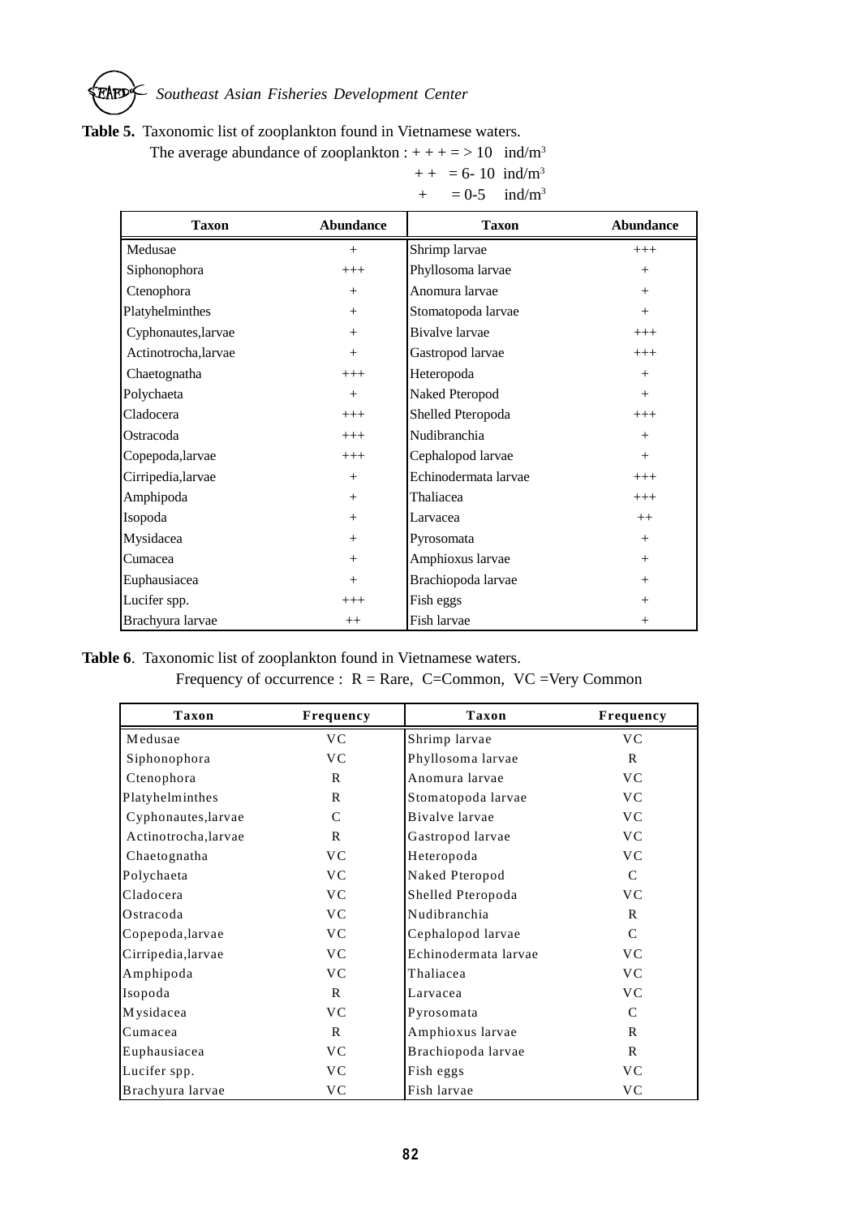**Table 5.** Taxonomic list of zooplankton found in Vietnamese waters.

The average abundance of zooplankton : + + + = > 10 ind/$m^3$

+ + = 6- 10 ind/$m^3$

+ = 0-5 ind/$m^3$

| Taxon | Abundance | Taxon | Abundance |
|---|---|---|---|
| Medusae | + | Shrimp larvae | +++ |
| Siphonophora | +++ | Phyllosoma larvae | + |
| Ctenophora | + | Anomura larvae | + |
| Platyhelminthes | + | Stomatopoda larvae | + |
| Cyphonautes,larvae | + | Bivalve larvae | +++ |
| Actinotrocha,larvae | + | Gastropod larvae | +++ |
| Chaetognatha | +++ | Heteropoda | + |
| Polychaeta | + | Naked Pteropod | + |
| Cladocera | +++ | Shelled Pteropoda | +++ |
| Ostracoda | +++ | Nudibranchia | + |
| Copepoda,larvae | +++ | Cephalopod larvae | + |
| Cirripedia,larvae | + | Echinodermata larvae | +++ |
| Amphipoda | + | Thaliacea | +++ |
| Isopoda | + | Larvacea | ++ |
| Mysidacea | + | Pyrosomata | + |
| Cumacea | + | Amphioxus larvae | + |
| Euphausiacea | + | Brachiopoda larvae | + |
| Lucifer spp. | +++ | Fish eggs | + |
| Brachyura larvae | ++ | Fish larvae | + |

**Table 6**. Taxonomic list of zooplankton found in Vietnamese waters.

Frequency of occurrence : R = Rare, C=Common, VC =Very Common

| Taxon | Frequency | Taxon | Frequency |
|---|---|---|---|
| Medusae | VC | Shrimp larvae | VC |
| Siphonophora | VC | Phyllosoma larvae | R |
| Ctenophora | R | Anomura larvae | VC |
| Platyhelminthes | R | Stomatopoda larvae | VC |
| Cyphonautes,larvae | C | Bivalve larvae | VC |
| Actinotrocha,larvae | R | Gastropod larvae | VC |
| Chaetognatha | VC | Heteropoda | VC |
| Polychaeta | VC | Naked Pteropod | C |
| Cladocera | VC | Shelled Pteropoda | VC |
| Ostracoda | VC | Nudibranchia | R |
| Copepoda,larvae | VC | Cephalopod larvae | C |
| Cirripedia,larvae | VC | Echinodermata larvae | VC |
| Amphipoda | VC | Thaliacea | VC |
| Isopoda | R | Larvacea | VC |
| Mysidacea | VC | Pyrosomata | C |
| Cumacea | R | Amphioxus larvae | R |
| Euphausiacea | VC | Brachiopoda larvae | R |
| Lucifer spp. | VC | Fish eggs | VC |
| Brachyura larvae | VC | Fish larvae | VC |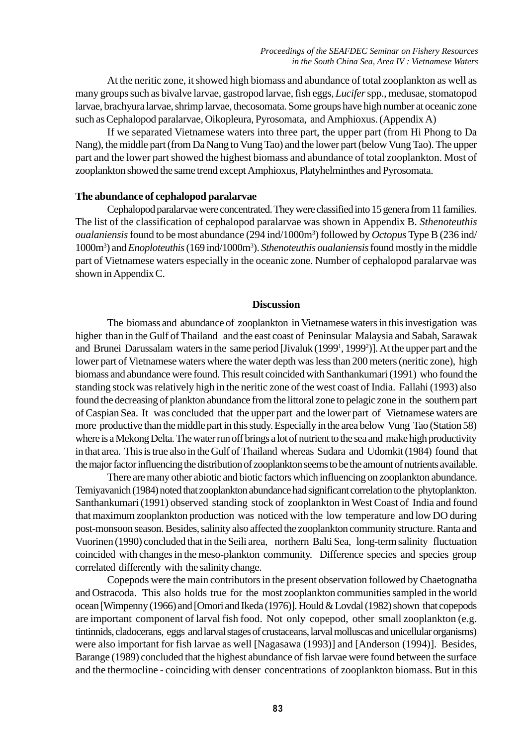At the neritic zone, it showed high biomass and abundance of total zooplankton as well as many groups such as bivalve larvae, gastropod larvae, fish eggs, *Lucifer* spp., medusae, stomatopod larvae, brachyura larvae, shrimp larvae, thecosomata. Some groups have high number at oceanic zone such as Cephalopod paralarvae, Oikopleura, Pyrosomata, and Amphioxus. (Appendix A)

If we separated Vietnamese waters into three part, the upper part (from Hi Phong to Da Nang), the middle part (from Da Nang to Vung Tao) and the lower part (below Vung Tao). The upper part and the lower part showed the highest biomass and abundance of total zooplankton. Most of zooplankton showed the same trend except Amphioxus, Platyhelminthes and Pyrosomata.

**The abundance of cephalopod paralarvae**

Cephalopod paralarvae were concentrated. They were classified into 15 genera from 11 families. The list of the classification of cephalopod paralarvae was shown in Appendix B. *Sthenoteuthis oualaniensis* found to be most abundance (294 ind/1000m$^3$) followed by *Octopus* Type B (236 ind/1000m$^3$) and *Enoploteuthis* (169 ind/1000m$^3$). *Sthenoteuthis oualaniensis* found mostly in the middle part of Vietnamese waters especially in the oceanic zone. Number of cephalopod paralarvae was shown in Appendix C.

## Discussion

The biomass and abundance of zooplankton in Vietnamese waters in this investigation was higher than in the Gulf of Thailand and the east coast of Peninsular Malaysia and Sabah, Sarawak and Brunei Darussalam waters in the same period [Jivaluk (1999[1], 1999[2])]. At the upper part and the lower part of Vietnamese waters where the water depth was less than 200 meters (neritic zone), high biomass and abundance were found. This result coincided with Santhankumari (1991) who found the standing stock was relatively high in the neritic zone of the west coast of India. Fallahi (1993) also found the decreasing of plankton abundance from the littoral zone to pelagic zone in the southern part of Caspian Sea. It was concluded that the upper part and the lower part of Vietnamese waters are more productive than the middle part in this study. Especially in the area below Vung Tao (Station 58) where is a Mekong Delta. The water run off brings a lot of nutrient to the sea and make high productivity in that area. This is true also in the Gulf of Thailand whereas Sudara and Udomkit (1984) found that the major factor influencing the distribution of zooplankton seems to be the amount of nutrients available.

There are many other abiotic and biotic factors which influencing on zooplankton abundance. Temiyavanich (1984) noted that zooplankton abundance had significant correlation to the phytoplankton. Santhankumari (1991) observed standing stock of zooplankton in West Coast of India and found that maximum zooplankton production was noticed with the low temperature and low DO during post-monsoon season. Besides, salinity also affected the zooplankton community structure. Ranta and Vuorinen (1990) concluded that in the Seili area, northern Balti Sea, long-term salinity fluctuation coincided with changes in the meso-plankton community. Difference species and species group correlated differently with the salinity change.

Copepods were the main contributors in the present observation followed by Chaetognatha and Ostracoda. This also holds true for the most zooplankton communities sampled in the world ocean [Wimpenny (1966) and [Omori and Ikeda (1976)]. Hould & Lovdal (1982) shown that copepods are important component of larval fish food. Not only copepod, other small zooplankton (e.g. tintinnids, cladocerans, eggs and larval stages of crustaceans, larval molluscas and unicellular organisms) were also important for fish larvae as well [Nagasawa (1993)] and [Anderson (1994)]. Besides, Barange (1989) concluded that the highest abundance of fish larvae were found between the surface and the thermocline - coinciding with denser concentrations of zooplankton biomass. But in this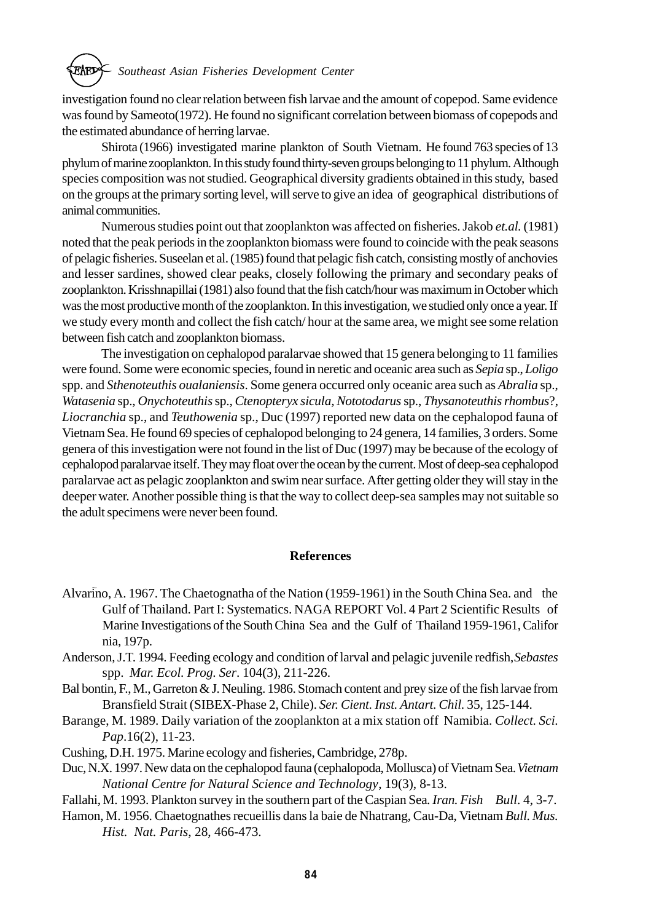investigation found no clear relation between fish larvae and the amount of copepod. Same evidence was found by Sameoto(1972). He found no significant correlation between biomass of copepods and the estimated abundance of herring larvae.

Shirota (1966) investigated marine plankton of South Vietnam. He found 763 species of 13 phylum of marine zooplankton. In this study found thirty-seven groups belonging to 11 phylum. Although species composition was not studied. Geographical diversity gradients obtained in this study, based on the groups at the primary sorting level, will serve to give an idea of geographical distributions of animal communities.

Numerous studies point out that zooplankton was affected on fisheries. Jakob *et.al.* (1981) noted that the peak periods in the zooplankton biomass were found to coincide with the peak seasons of pelagic fisheries. Suseelan et al. (1985) found that pelagic fish catch, consisting mostly of anchovies and lesser sardines, showed clear peaks, closely following the primary and secondary peaks of zooplankton. Krisshnapillai (1981) also found that the fish catch/hour was maximum in October which was the most productive month of the zooplankton. In this investigation, we studied only once a year. If we study every month and collect the fish catch/ hour at the same area, we might see some relation between fish catch and zooplankton biomass.

The investigation on cephalopod paralarvae showed that 15 genera belonging to 11 families were found. Some were economic species, found in neretic and oceanic area such as *Sepia* sp., *Loligo* spp. and *Sthenoteuthis oualaniensis*. Some genera occurred only oceanic area such as *Abralia* sp., *Watasenia* sp., *Onychoteuthis* sp., *Ctenopteryx sicula*, *Nototodarus* sp., *Thysanoteuthis rhombus*?, *Liocranchia* sp., and *Teuthowenia* sp., Duc (1997) reported new data on the cephalopod fauna of Vietnam Sea. He found 69 species of cephalopod belonging to 24 genera, 14 families, 3 orders. Some genera of this investigation were not found in the list of Duc (1997) may be because of the ecology of cephalopod paralarvae itself. They may float over the ocean by the current. Most of deep-sea cephalopod paralarvae act as pelagic zooplankton and swim near surface. After getting older they will stay in the deeper water. Another possible thing is that the way to collect deep-sea samples may not suitable so the adult specimens were never been found.

## References

Alvariño, A. 1967. The Chaetognatha of the Nation (1959-1961) in the South China Sea. and the Gulf of Thailand. Part I: Systematics. NAGA REPORT Vol. 4 Part 2 Scientific Results of Marine Investigations of the South China Sea and the Gulf of Thailand 1959-1961, California, 197p.

Anderson, J.T. 1994. Feeding ecology and condition of larval and pelagic juvenile redfish, *Sebastes* spp. *Mar. Ecol. Prog. Ser*. 104(3), 211-226.

Bal bontin, F., M., Garreton & J. Neuling. 1986. Stomach content and prey size of the fish larvae from Bransfield Strait (SIBEX-Phase 2, Chile). *Ser. Cient. Inst. Antart. Chil.* 35, 125-144.

Barange, M. 1989. Daily variation of the zooplankton at a mix station off Namibia. *Collect. Sci. Pap*.16(2), 11-23.

Cushing, D.H. 1975. Marine ecology and fisheries, Cambridge, 278p.

Duc, N.X. 1997. New data on the cephalopod fauna (cephalopoda, Mollusca) of Vietnam Sea. *Vietnam National Centre for Natural Science and Technology*, 19(3), 8-13.

Fallahi, M. 1993. Plankton survey in the southern part of the Caspian Sea. *Iran. Fish Bull*. 4, 3-7.

Hamon, M. 1956. Chaetognathes recueillis dans la baie de Nhatrang, Cau-Da, Vietnam *Bull. Mus. Hist. Nat. Paris*, 28, 466-473.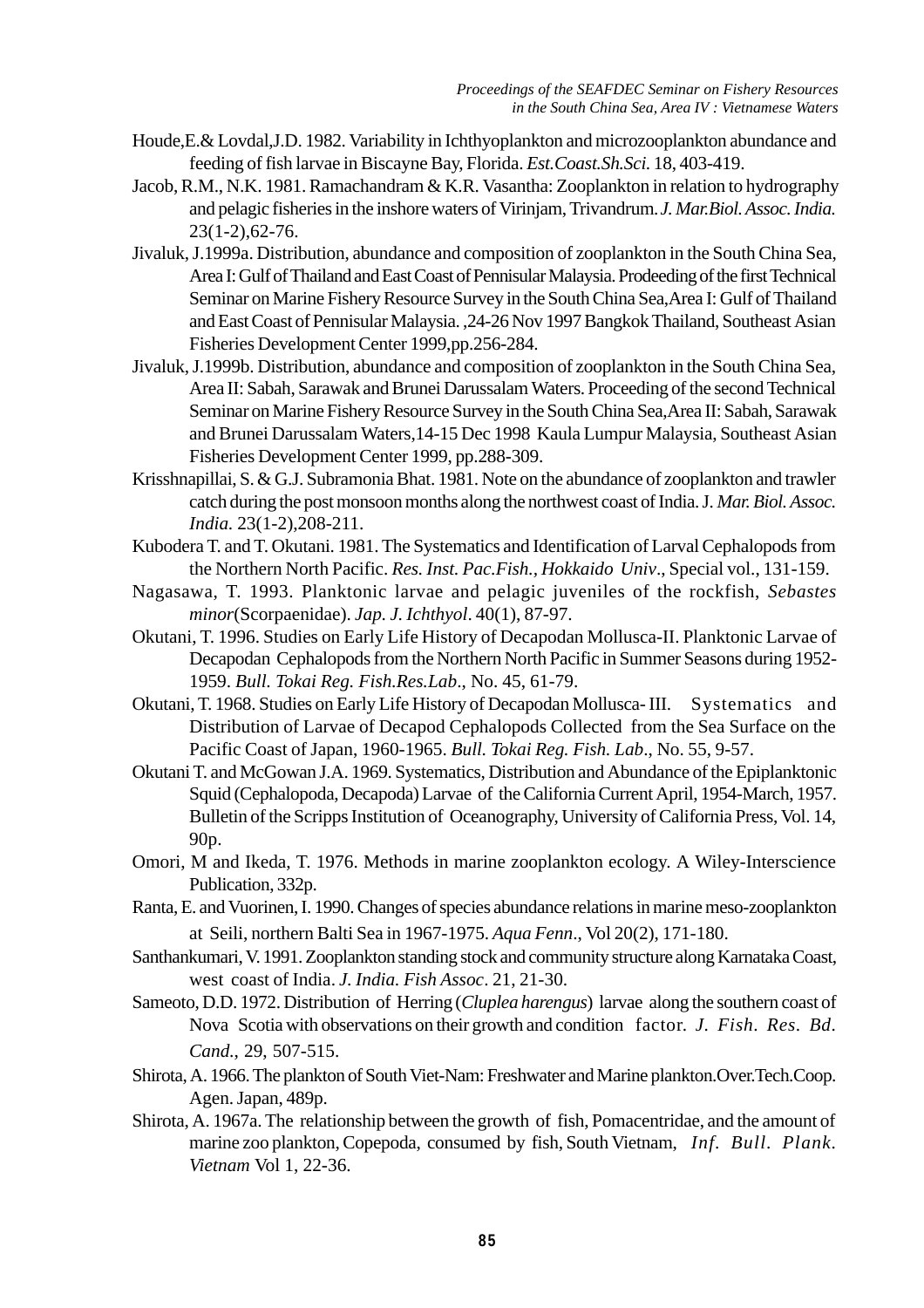Houde,E.& Lovdal,J.D. 1982. Variability in Ichthyoplankton and microzooplankton abundance and feeding of fish larvae in Biscayne Bay, Florida. *Est.Coast.Sh.Sci.* 18, 403-419.

Jacob, R.M., N.K. 1981. Ramachandram & K.R. Vasantha: Zooplankton in relation to hydrography and pelagic fisheries in the inshore waters of Virinjam, Trivandrum. *J. Mar.Biol. Assoc. India.* 23(1-2),62-76.

Jivaluk, J.1999a. Distribution, abundance and composition of zooplankton in the South China Sea, Area I: Gulf of Thailand and East Coast of Pennisular Malaysia. Prodeeding of the first Technical Seminar on Marine Fishery Resource Survey in the South China Sea,Area I: Gulf of Thailand and East Coast of Pennisular Malaysia. ,24-26 Nov 1997 Bangkok Thailand, Southeast Asian Fisheries Development Center 1999,pp.256-284.

Jivaluk, J.1999b. Distribution, abundance and composition of zooplankton in the South China Sea, Area II: Sabah, Sarawak and Brunei Darussalam Waters. Proceeding of the second Technical Seminar on Marine Fishery Resource Survey in the South China Sea,Area II: Sabah, Sarawak and Brunei Darussalam Waters,14-15 Dec 1998 Kaula Lumpur Malaysia, Southeast Asian Fisheries Development Center 1999, pp.288-309.

Krisshnapillai, S. & G.J. Subramonia Bhat. 1981. Note on the abundance of zooplankton and trawler catch during the post monsoon months along the northwest coast of India. J. *Mar. Biol. Assoc. India.* 23(1-2),208-211.

Kubodera T. and T. Okutani. 1981. The Systematics and Identification of Larval Cephalopods from the Northern North Pacific. *Res. Inst. Pac.Fish., Hokkaido Univ*., Special vol., 131-159.

Nagasawa, T. 1993. Planktonic larvae and pelagic juveniles of the rockfish, *Sebastes minor*(Scorpaenidae). *Jap. J. Ichthyol*. 40(1), 87-97.

Okutani, T. 1996. Studies on Early Life History of Decapodan Mollusca-II. Planktonic Larvae of Decapodan Cephalopods from the Northern North Pacific in Summer Seasons during 1952-1959. *Bull. Tokai Reg. Fish.Res.Lab*., No. 45, 61-79.

Okutani, T. 1968. Studies on Early Life History of Decapodan Mollusca- III. Systematics and Distribution of Larvae of Decapod Cephalopods Collected from the Sea Surface on the Pacific Coast of Japan, 1960-1965. *Bull. Tokai Reg. Fish. Lab*., No. 55, 9-57.

Okutani T. and McGowan J.A. 1969. Systematics, Distribution and Abundance of the Epiplanktonic Squid (Cephalopoda, Decapoda) Larvae of the California Current April, 1954-March, 1957. Bulletin of the Scripps Institution of Oceanography, University of California Press, Vol. 14, 90p.

Omori, M and Ikeda, T. 1976. Methods in marine zooplankton ecology. A Wiley-Interscience Publication, 332p.

Ranta, E. and Vuorinen, I. 1990. Changes of species abundance relations in marine meso-zooplankton at Seili, northern Balti Sea in 1967-1975. *Aqua Fenn*., Vol 20(2), 171-180.

Santhankumari, V. 1991. Zooplankton standing stock and community structure along Karnataka Coast, west coast of India. *J. India. Fish Assoc*. 21, 21-30.

Sameoto, D.D. 1972. Distribution of Herring (*Cluplea harengus*) larvae along the southern coast of Nova Scotia with observations on their growth and condition factor. *J. Fish. Res. Bd. Cand.*, 29, 507-515.

Shirota, A. 1966. The plankton of South Viet-Nam: Freshwater and Marine plankton.Over.Tech.Coop. Agen. Japan, 489p.

Shirota, A. 1967a. The relationship between the growth of fish, Pomacentridae, and the amount of marine zoo plankton, Copepoda, consumed by fish, South Vietnam, *Inf. Bull. Plank. Vietnam* Vol 1, 22-36.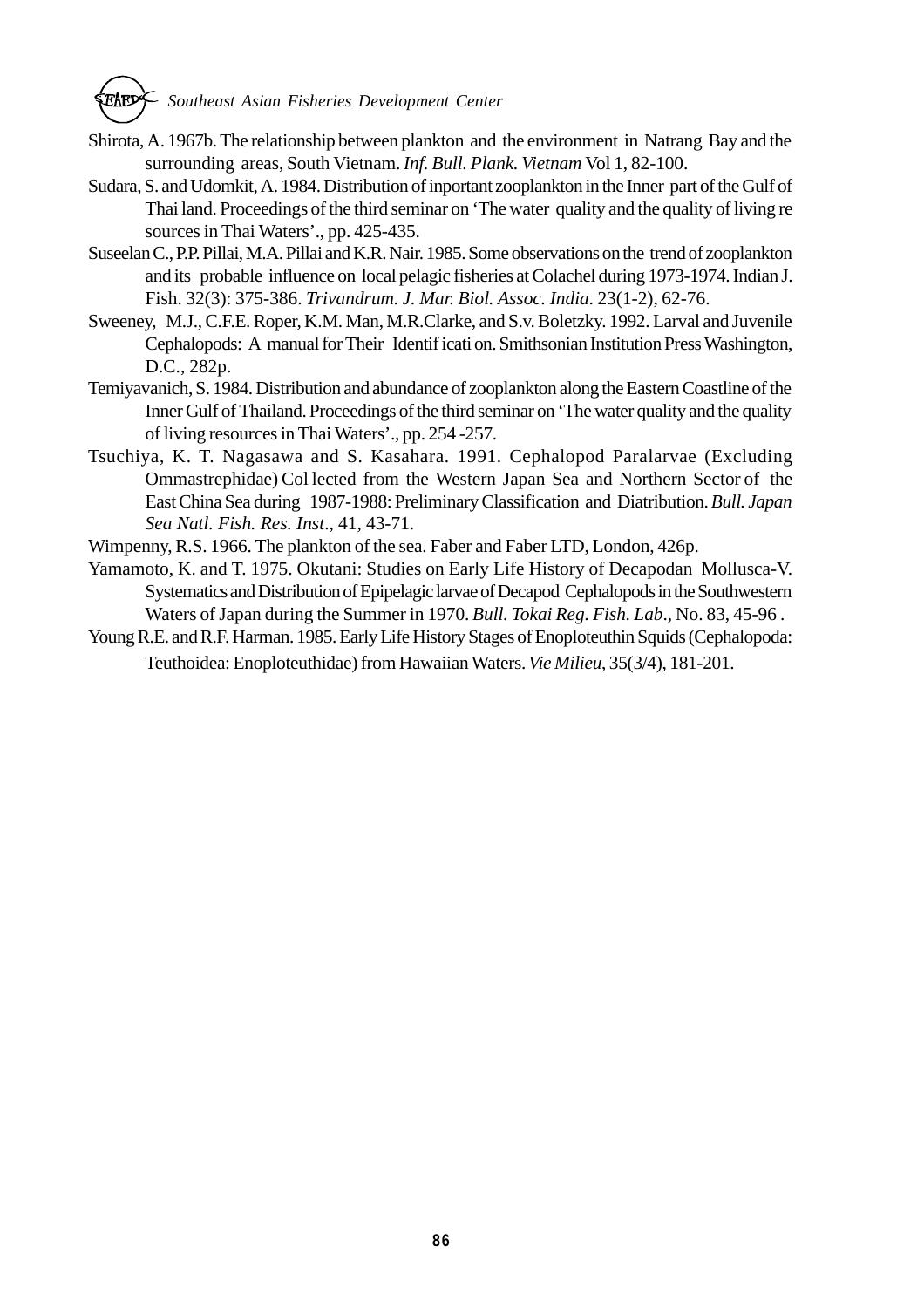Shirota, A. 1967b. The relationship between plankton and the environment in Natrang Bay and the surrounding areas, South Vietnam. *Inf. Bull. Plank. Vietnam* Vol 1, 82-100.

Sudara, S. and Udomkit, A. 1984. Distribution of inportant zooplankton in the Inner part of the Gulf of Thai land. Proceedings of the third seminar on 'The water quality and the quality of living re sources in Thai Waters'., pp. 425-435.

Suseelan C., P.P. Pillai, M.A. Pillai and K.R. Nair. 1985. Some observations on the trend of zooplankton and its probable influence on local pelagic fisheries at Colachel during 1973-1974. Indian J. Fish. 32(3): 375-386. *Trivandrum. J. Mar. Biol. Assoc. India*. 23(1-2), 62-76.

Sweeney, M.J., C.F.E. Roper, K.M. Man, M.R.Clarke, and S.v. Boletzky. 1992. Larval and Juvenile Cephalopods: A manual for Their Identif icati on. Smithsonian Institution Press Washington, D.C., 282p.

Temiyavanich, S. 1984. Distribution and abundance of zooplankton along the Eastern Coastline of the Inner Gulf of Thailand. Proceedings of the third seminar on 'The water quality and the quality of living resources in Thai Waters'., pp. 254 -257.

Tsuchiya, K. T. Nagasawa and S. Kasahara. 1991. Cephalopod Paralarvae (Excluding Ommastrephidae) Col lected from the Western Japan Sea and Northern Sector of the East China Sea during 1987-1988: Preliminary Classification and Diatribution. *Bull. Japan Sea Natl. Fish. Res. Inst*., 41, 43-71.

Wimpenny, R.S. 1966. The plankton of the sea. Faber and Faber LTD, London, 426p.

Yamamoto, K. and T. 1975. Okutani: Studies on Early Life History of Decapodan Mollusca-V. Systematics and Distribution of Epipelagic larvae of Decapod Cephalopods in the Southwestern Waters of Japan during the Summer in 1970. *Bull. Tokai Reg. Fish. Lab*., No. 83, 45-96 .

Young R.E. and R.F. Harman. 1985. Early Life History Stages of Enoploteuthin Squids (Cephalopoda: Teuthoidea: Enoploteuthidae) from Hawaiian Waters. *Vie Milieu*, 35(3/4), 181-201.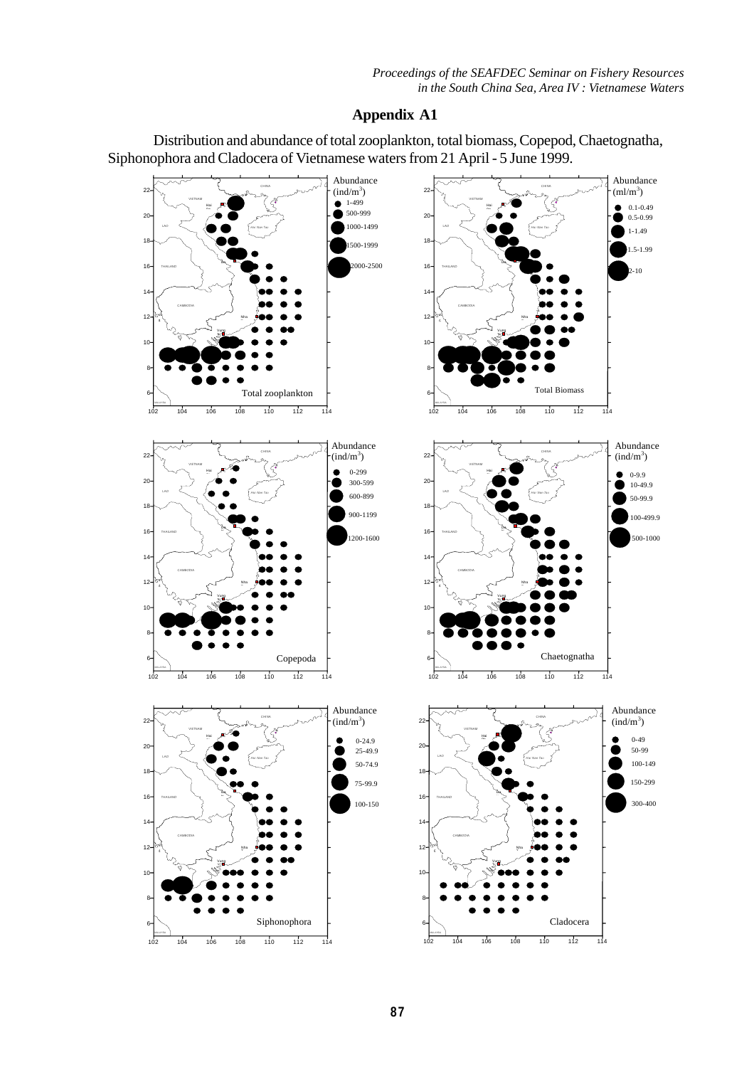## Appendix A1

Distribution and abundance of total zooplankton, total biomass, Copepod, Chaetognatha, Siphonophora and Cladocera of Vietnamese waters from 21 April - 5 June 1999.

Total zooplankton — Abundance (ind/$m^3$): 1-499; 500-999; 1000-1499; 1500-1999; 2000-2500

Total Biomass — Abundance (ml/$m^3$): 0.1-0.49; 0.5-0.99; 1-1.49; 1.5-1.99; 2-10

Copepoda — Abundance (ind/$m^3$): 0-299; 300-599; 600-899; 900-1199; 1200-1600

Chaetognatha — Abundance (ind/$m^3$): 0-9.9; 10-49.9; 50-99.9; 100-499.9; 500-1000

Siphonophora — Abundance (ind/$m^3$): 0-24.9; 25-49.9; 50-74.9; 75-99.9; 100-150

Cladocera — Abundance (ind/$m^3$): 0-49; 50-99; 100-149; 150-299; 300-400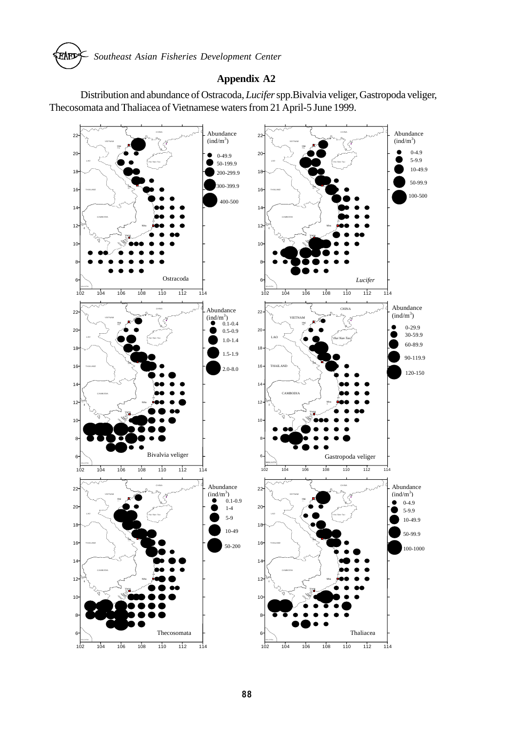## Appendix A2

Distribution and abundance of Ostracoda, *Lucifer* spp.Bivalvia veliger, Gastropoda veliger, Thecosomata and Thaliacea of Vietnamese waters from 21 April-5 June 1999.

**Ostracoda** — Abundance (ind/$m^3$): 0-49.9; 50-199.9; 200-299.9; 300-399.9; 400-500

***Lucifer*** — Abundance (ind/$m^3$): 0-4.9; 5-9.9; 10-49.9; 50-99.9; 100-500

**Bivalvia veliger** — Abundance (ind/$m^3$): 0.1-0.4; 0.5-0.9; 1.0-1.4; 1.5-1.9; 2.0-8.0

**Gastropoda veliger** — Abundance (ind/$m^3$): 0-29.9; 30-59.9; 60-89.9; 90-119.9; 120-150

**Thecosomata** — Abundance (ind/$m^3$): 0.1-0.9; 1-4; 5-9; 10-49; 50-200

**Thaliacea** — Abundance (ind/$m^3$): 0-4.9; 5-9.9; 10-49.9; 50-99.9; 100-1000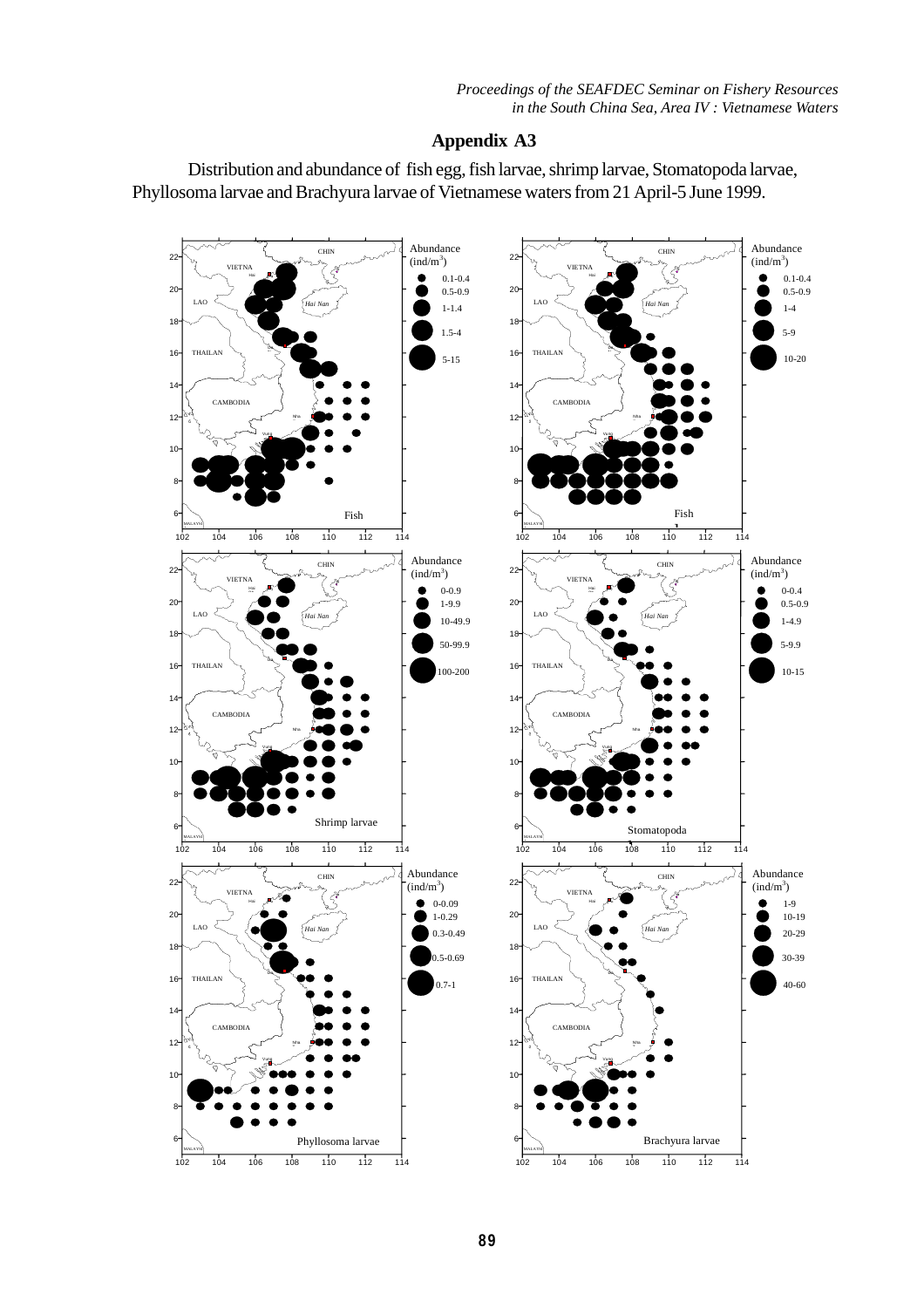## Appendix A3

Distribution and abundance of fish egg, fish larvae, shrimp larvae, Stomatopoda larvae, Phyllosoma larvae and Brachyura larvae of Vietnamese waters from 21 April-5 June 1999.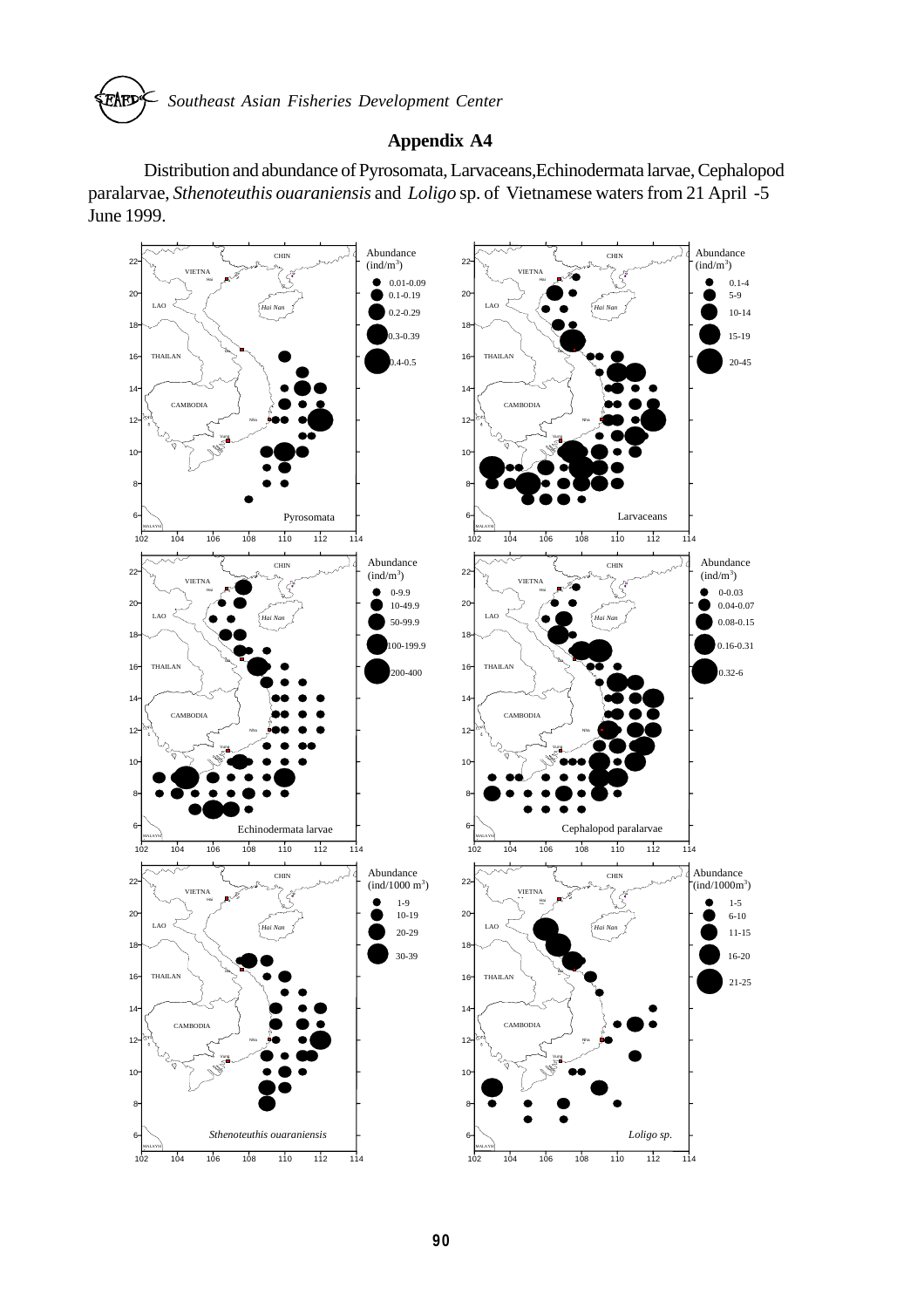## Appendix A4

Distribution and abundance of Pyrosomata, Larvaceans, Echinodermata larvae, Cephalopod paralarvae, *Sthenoteuthis ouaraniensis* and *Loligo* sp. of Vietnamese waters from 21 April -5 June 1999.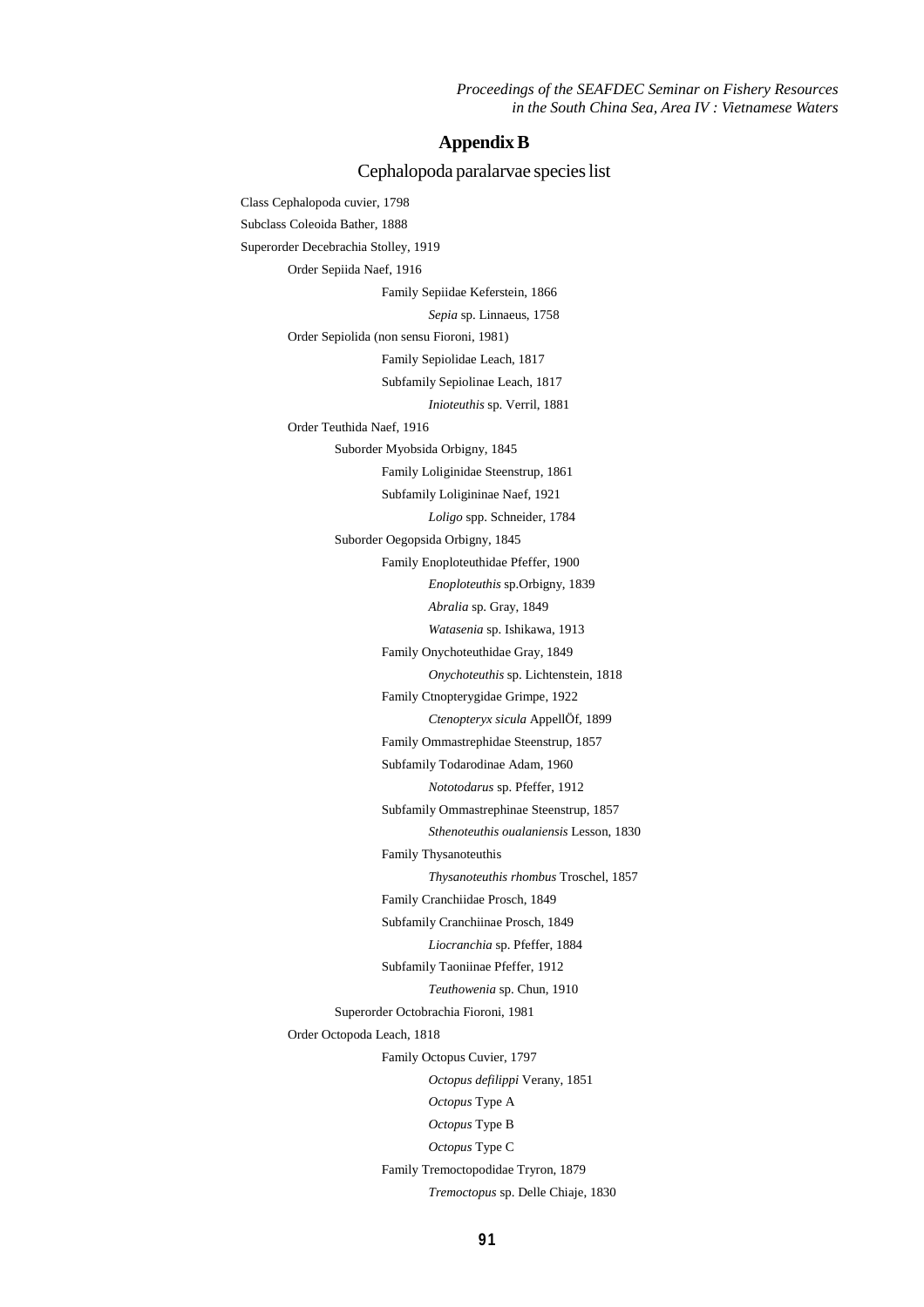## Appendix B

### Cephalopoda paralarvae species list

Class Cephalopoda cuvier, 1798

Subclass Coleoida Bather, 1888

Superorder Decebrachia Stolley, 1919

- Order Sepiida Naef, 1916
  - Family Sepiidae Keferstein, 1866
    - *Sepia* sp. Linnaeus, 1758
- Order Sepiolida (non sensu Fioroni, 1981)
  - Family Sepiolidae Leach, 1817
  - Subfamily Sepiolinae Leach, 1817
    - *Inioteuthis* sp. Verril, 1881
- Order Teuthida Naef, 1916
  - Suborder Myobsida Orbigny, 1845
    - Family Loliginidae Steenstrup, 1861
    - Subfamily Loligininae Naef, 1921
      - *Loligo* spp. Schneider, 1784
  - Suborder Oegopsida Orbigny, 1845
    - Family Enoploteuthidae Pfeffer, 1900
      - *Enoploteuthis* sp.Orbigny, 1839
      - *Abralia* sp. Gray, 1849
      - *Watasenia* sp. Ishikawa, 1913
    - Family Onychoteuthidae Gray, 1849
      - *Onychoteuthis* sp. Lichtenstein, 1818
    - Family Ctnopterygidae Grimpe, 1922
      - *Ctenopteryx sicula* AppellÖf, 1899
    - Family Ommastrephidae Steenstrup, 1857
    - Subfamily Todarodinae Adam, 1960
      - *Nototodarus* sp. Pfeffer, 1912
    - Subfamily Ommastrephinae Steenstrup, 1857
      - *Sthenoteuthis oualaniensis* Lesson, 1830
    - Family Thysanoteuthis
      - *Thysanoteuthis rhombus* Troschel, 1857
    - Family Cranchiidae Prosch, 1849
    - Subfamily Cranchiinae Prosch, 1849
      - *Liocranchia* sp. Pfeffer, 1884
    - Subfamily Taoniinae Pfeffer, 1912
      - *Teuthowenia* sp. Chun, 1910
  - Superorder Octobrachia Fioroni, 1981
- Order Octopoda Leach, 1818
  - Family Octopus Cuvier, 1797
    - *Octopus defilippi* Verany, 1851
    - *Octopus* Type A
    - *Octopus* Type B
    - *Octopus* Type C
  - Family Tremoctopodidae Tryron, 1879
    - *Tremoctopus* sp. Delle Chiaje, 1830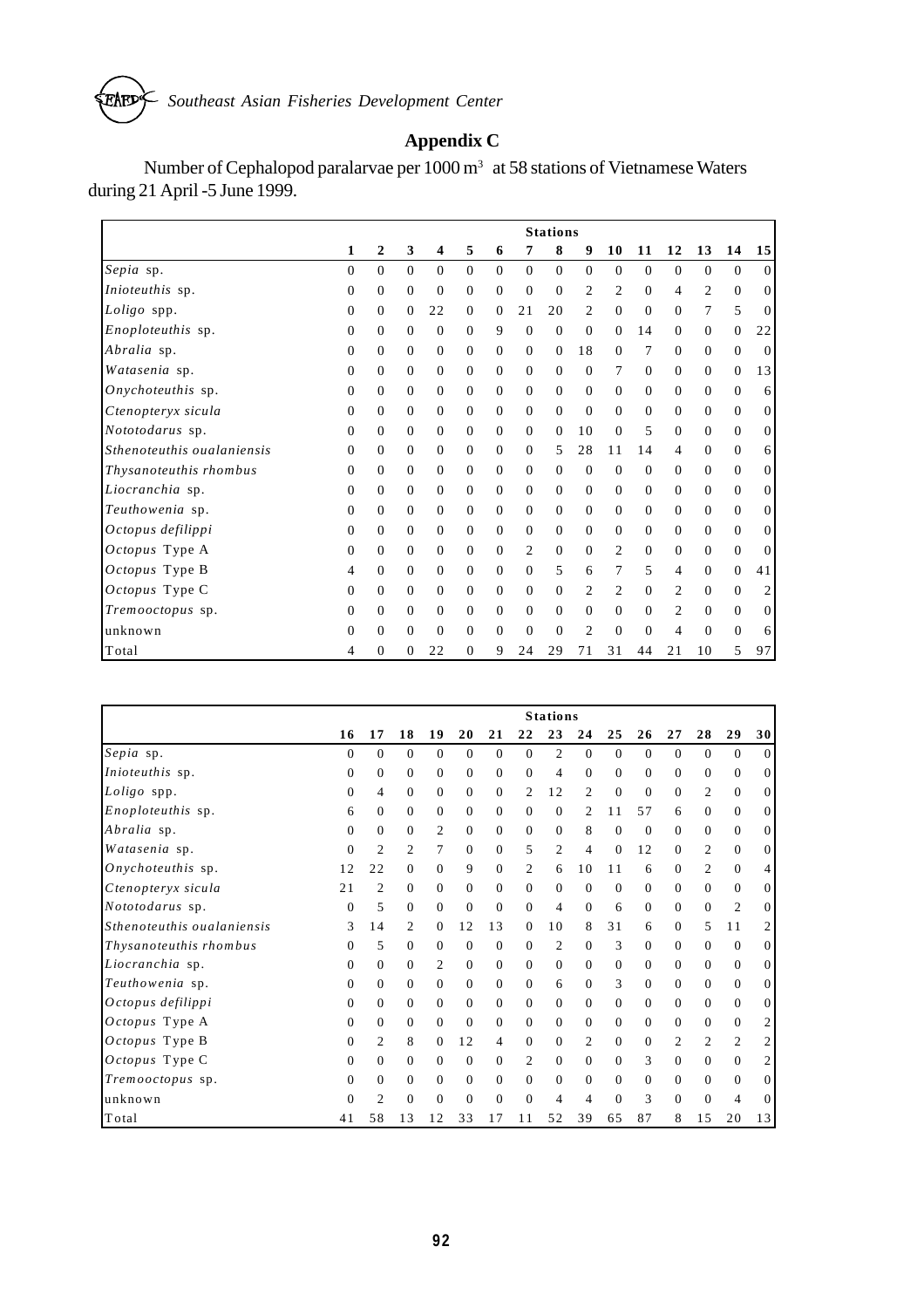## Appendix C

Number of Cephalopod paralarvae per 1000 $m^3$ at 58 stations of Vietnamese Waters during 21 April -5 June 1999.

| | Stations | | | | | | | | | | | | | | |
|---|---|---|---|---|---|---|---|---|---|---|---|---|---|---|---|
| | **1** | **2** | **3** | **4** | **5** | **6** | **7** | **8** | **9** | **10** | **11** | **12** | **13** | **14** | **15** |
| *Sepia* sp. | 0 | 0 | 0 | 0 | 0 | 0 | 0 | 0 | 0 | 0 | 0 | 0 | 0 | 0 | 0 |
| *Inioteuthis* sp. | 0 | 0 | 0 | 0 | 0 | 0 | 0 | 0 | 2 | 2 | 0 | 4 | 2 | 0 | 0 |
| *Loligo* spp. | 0 | 0 | 0 | 22 | 0 | 0 | 21 | 20 | 2 | 0 | 0 | 0 | 7 | 5 | 0 |
| *Enoploteuthis* sp. | 0 | 0 | 0 | 0 | 0 | 9 | 0 | 0 | 0 | 0 | 14 | 0 | 0 | 0 | 22 |
| *Abralia* sp. | 0 | 0 | 0 | 0 | 0 | 0 | 0 | 0 | 18 | 0 | 7 | 0 | 0 | 0 | 0 |
| *Watasenia* sp. | 0 | 0 | 0 | 0 | 0 | 0 | 0 | 0 | 0 | 7 | 0 | 0 | 0 | 0 | 13 |
| *Onychoteuthis* sp. | 0 | 0 | 0 | 0 | 0 | 0 | 0 | 0 | 0 | 0 | 0 | 0 | 0 | 0 | 6 |
| *Ctenopteryx sicula* | 0 | 0 | 0 | 0 | 0 | 0 | 0 | 0 | 0 | 0 | 0 | 0 | 0 | 0 | 0 |
| *Nototodarus* sp. | 0 | 0 | 0 | 0 | 0 | 0 | 0 | 0 | 10 | 0 | 5 | 0 | 0 | 0 | 0 |
| *Sthenoteuthis oualaniensis* | 0 | 0 | 0 | 0 | 0 | 0 | 0 | 5 | 28 | 11 | 14 | 4 | 0 | 0 | 6 |
| *Thysanoteuthis rhombus* | 0 | 0 | 0 | 0 | 0 | 0 | 0 | 0 | 0 | 0 | 0 | 0 | 0 | 0 | 0 |
| *Liocranchia* sp. | 0 | 0 | 0 | 0 | 0 | 0 | 0 | 0 | 0 | 0 | 0 | 0 | 0 | 0 | 0 |
| *Teuthowenia* sp. | 0 | 0 | 0 | 0 | 0 | 0 | 0 | 0 | 0 | 0 | 0 | 0 | 0 | 0 | 0 |
| *Octopus defilippi* | 0 | 0 | 0 | 0 | 0 | 0 | 0 | 0 | 0 | 0 | 0 | 0 | 0 | 0 | 0 |
| *Octopus* Type A | 0 | 0 | 0 | 0 | 0 | 0 | 2 | 0 | 0 | 2 | 0 | 0 | 0 | 0 | 0 |
| *Octopus* Type B | 4 | 0 | 0 | 0 | 0 | 0 | 0 | 5 | 6 | 7 | 5 | 4 | 0 | 0 | 41 |
| *Octopus* Type C | 0 | 0 | 0 | 0 | 0 | 0 | 0 | 0 | 2 | 2 | 0 | 2 | 0 | 0 | 2 |
| *Tremooctopus* sp. | 0 | 0 | 0 | 0 | 0 | 0 | 0 | 0 | 0 | 0 | 0 | 2 | 0 | 0 | 0 |
| unknown | 0 | 0 | 0 | 0 | 0 | 0 | 0 | 0 | 2 | 0 | 0 | 4 | 0 | 0 | 6 |
| Total | 4 | 0 | 0 | 22 | 0 | 9 | 24 | 29 | 71 | 31 | 44 | 21 | 10 | 5 | 97 |

| | Stations | | | | | | | | | | | | | | |
|---|---|---|---|---|---|---|---|---|---|---|---|---|---|---|---|
| | **16** | **17** | **18** | **19** | **20** | **21** | **22** | **23** | **24** | **25** | **26** | **27** | **28** | **29** | **30** |
| *Sepia* sp. | 0 | 0 | 0 | 0 | 0 | 0 | 0 | 2 | 0 | 0 | 0 | 0 | 0 | 0 | 0 |
| *Inioteuthis* sp. | 0 | 0 | 0 | 0 | 0 | 0 | 0 | 4 | 0 | 0 | 0 | 0 | 0 | 0 | 0 |
| *Loligo* spp. | 0 | 4 | 0 | 0 | 0 | 0 | 2 | 12 | 2 | 0 | 0 | 0 | 2 | 0 | 0 |
| *Enoploteuthis* sp. | 6 | 0 | 0 | 0 | 0 | 0 | 0 | 0 | 2 | 11 | 57 | 6 | 0 | 0 | 0 |
| *Abralia* sp. | 0 | 0 | 0 | 2 | 0 | 0 | 0 | 0 | 8 | 0 | 0 | 0 | 0 | 0 | 0 |
| *Watasenia* sp. | 0 | 2 | 2 | 7 | 0 | 0 | 5 | 2 | 4 | 0 | 12 | 0 | 2 | 0 | 0 |
| *Onychoteuthis* sp. | 12 | 22 | 0 | 0 | 9 | 0 | 2 | 6 | 10 | 11 | 6 | 0 | 2 | 0 | 4 |
| *Ctenopteryx sicula* | 21 | 2 | 0 | 0 | 0 | 0 | 0 | 0 | 0 | 0 | 0 | 0 | 0 | 0 | 0 |
| *Nototodarus* sp. | 0 | 5 | 0 | 0 | 0 | 0 | 0 | 4 | 0 | 6 | 0 | 0 | 0 | 2 | 0 |
| *Sthenoteuthis oualaniensis* | 3 | 14 | 2 | 0 | 12 | 13 | 0 | 10 | 8 | 31 | 6 | 0 | 5 | 11 | 2 |
| *Thysanoteuthis rhombus* | 0 | 5 | 0 | 0 | 0 | 0 | 0 | 2 | 0 | 3 | 0 | 0 | 0 | 0 | 0 |
| *Liocranchia* sp. | 0 | 0 | 0 | 2 | 0 | 0 | 0 | 0 | 0 | 0 | 0 | 0 | 0 | 0 | 0 |
| *Teuthowenia* sp. | 0 | 0 | 0 | 0 | 0 | 0 | 0 | 6 | 0 | 3 | 0 | 0 | 0 | 0 | 0 |
| *Octopus defilippi* | 0 | 0 | 0 | 0 | 0 | 0 | 0 | 0 | 0 | 0 | 0 | 0 | 0 | 0 | 0 |
| *Octopus* Type A | 0 | 0 | 0 | 0 | 0 | 0 | 0 | 0 | 0 | 0 | 0 | 0 | 0 | 0 | 2 |
| *Octopus* Type B | 0 | 2 | 8 | 0 | 12 | 4 | 0 | 0 | 2 | 0 | 0 | 2 | 2 | 2 | 2 |
| *Octopus* Type C | 0 | 0 | 0 | 0 | 0 | 0 | 2 | 0 | 0 | 0 | 3 | 0 | 0 | 0 | 2 |
| *Tremooctopus* sp. | 0 | 0 | 0 | 0 | 0 | 0 | 0 | 0 | 0 | 0 | 0 | 0 | 0 | 0 | 0 |
| unknown | 0 | 2 | 0 | 0 | 0 | 0 | 0 | 4 | 4 | 0 | 3 | 0 | 0 | 4 | 0 |
| Total | 41 | 58 | 13 | 12 | 33 | 17 | 11 | 52 | 39 | 65 | 87 | 8 | 15 | 20 | 13 |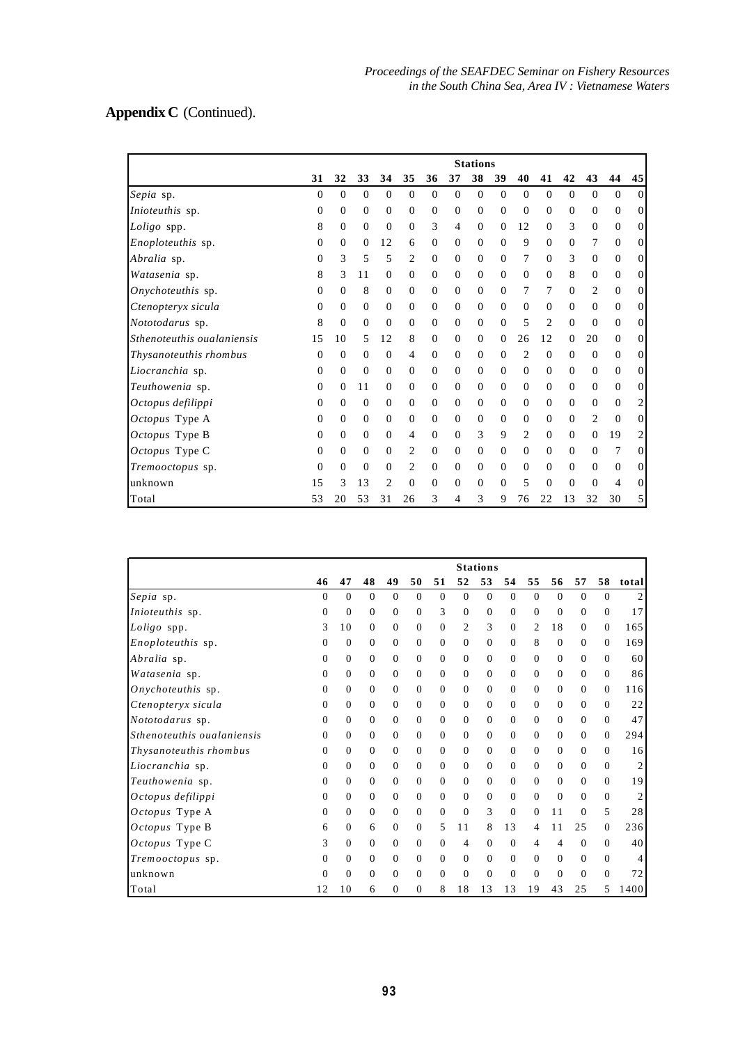**Appendix C** (Continued).

| | Stations | | | | | | | | | | | | | | |
|---|---|---|---|---|---|---|---|---|---|---|---|---|---|---|---|
| | 31 | 32 | 33 | 34 | 35 | 36 | 37 | 38 | 39 | 40 | 41 | 42 | 43 | 44 | 45 |
| *Sepia* sp. | 0 | 0 | 0 | 0 | 0 | 0 | 0 | 0 | 0 | 0 | 0 | 0 | 0 | 0 | 0 |
| *Inioteuthis* sp. | 0 | 0 | 0 | 0 | 0 | 0 | 0 | 0 | 0 | 0 | 0 | 0 | 0 | 0 | 0 |
| *Loligo* spp. | 8 | 0 | 0 | 0 | 0 | 3 | 4 | 0 | 0 | 12 | 0 | 3 | 0 | 0 | 0 |
| *Enoploteuthis* sp. | 0 | 0 | 0 | 12 | 6 | 0 | 0 | 0 | 0 | 9 | 0 | 0 | 7 | 0 | 0 |
| *Abralia* sp. | 0 | 3 | 5 | 5 | 2 | 0 | 0 | 0 | 0 | 7 | 0 | 3 | 0 | 0 | 0 |
| *Watasenia* sp. | 8 | 3 | 11 | 0 | 0 | 0 | 0 | 0 | 0 | 0 | 0 | 8 | 0 | 0 | 0 |
| *Onychoteuthis* sp. | 0 | 0 | 8 | 0 | 0 | 0 | 0 | 0 | 0 | 7 | 7 | 0 | 2 | 0 | 0 |
| *Ctenopteryx sicula* | 0 | 0 | 0 | 0 | 0 | 0 | 0 | 0 | 0 | 0 | 0 | 0 | 0 | 0 | 0 |
| *Nototodarus* sp. | 8 | 0 | 0 | 0 | 0 | 0 | 0 | 0 | 0 | 5 | 2 | 0 | 0 | 0 | 0 |
| *Sthenoteuthis oualaniensis* | 15 | 10 | 5 | 12 | 8 | 0 | 0 | 0 | 0 | 26 | 12 | 0 | 20 | 0 | 0 |
| *Thysanoteuthis rhombus* | 0 | 0 | 0 | 0 | 4 | 0 | 0 | 0 | 0 | 2 | 0 | 0 | 0 | 0 | 0 |
| *Liocranchia* sp. | 0 | 0 | 0 | 0 | 0 | 0 | 0 | 0 | 0 | 0 | 0 | 0 | 0 | 0 | 0 |
| *Teuthowenia* sp. | 0 | 0 | 11 | 0 | 0 | 0 | 0 | 0 | 0 | 0 | 0 | 0 | 0 | 0 | 0 |
| *Octopus defilippi* | 0 | 0 | 0 | 0 | 0 | 0 | 0 | 0 | 0 | 0 | 0 | 0 | 0 | 0 | 2 |
| *Octopus* Type A | 0 | 0 | 0 | 0 | 0 | 0 | 0 | 0 | 0 | 0 | 0 | 0 | 2 | 0 | 0 |
| *Octopus* Type B | 0 | 0 | 0 | 0 | 4 | 0 | 0 | 3 | 9 | 2 | 0 | 0 | 0 | 19 | 2 |
| *Octopus* Type C | 0 | 0 | 0 | 0 | 2 | 0 | 0 | 0 | 0 | 0 | 0 | 0 | 0 | 7 | 0 |
| *Tremooctopus* sp. | 0 | 0 | 0 | 0 | 2 | 0 | 0 | 0 | 0 | 0 | 0 | 0 | 0 | 0 | 0 |
| unknown | 15 | 3 | 13 | 2 | 0 | 0 | 0 | 0 | 0 | 5 | 0 | 0 | 0 | 4 | 0 |
| Total | 53 | 20 | 53 | 31 | 26 | 3 | 4 | 3 | 9 | 76 | 22 | 13 | 32 | 30 | 5 |

| | Stations | | | | | | | | | | | | | |
|---|---|---|---|---|---|---|---|---|---|---|---|---|---|---|
| | 46 | 47 | 48 | 49 | 50 | 51 | 52 | 53 | 54 | 55 | 56 | 57 | 58 | total |
| *Sepia* sp. | 0 | 0 | 0 | 0 | 0 | 0 | 0 | 0 | 0 | 0 | 0 | 0 | 0 | 2 |
| *Inioteuthis* sp. | 0 | 0 | 0 | 0 | 0 | 3 | 0 | 0 | 0 | 0 | 0 | 0 | 0 | 17 |
| *Loligo* spp. | 3 | 10 | 0 | 0 | 0 | 0 | 2 | 3 | 0 | 2 | 18 | 0 | 0 | 165 |
| *Enoploteuthis* sp. | 0 | 0 | 0 | 0 | 0 | 0 | 0 | 0 | 0 | 8 | 0 | 0 | 0 | 169 |
| *Abralia* sp. | 0 | 0 | 0 | 0 | 0 | 0 | 0 | 0 | 0 | 0 | 0 | 0 | 0 | 60 |
| *Watasenia* sp. | 0 | 0 | 0 | 0 | 0 | 0 | 0 | 0 | 0 | 0 | 0 | 0 | 0 | 86 |
| *Onychoteuthis* sp. | 0 | 0 | 0 | 0 | 0 | 0 | 0 | 0 | 0 | 0 | 0 | 0 | 0 | 116 |
| *Ctenopteryx sicula* | 0 | 0 | 0 | 0 | 0 | 0 | 0 | 0 | 0 | 0 | 0 | 0 | 0 | 22 |
| *Nototodarus* sp. | 0 | 0 | 0 | 0 | 0 | 0 | 0 | 0 | 0 | 0 | 0 | 0 | 0 | 47 |
| *Sthenoteuthis oualaniensis* | 0 | 0 | 0 | 0 | 0 | 0 | 0 | 0 | 0 | 0 | 0 | 0 | 0 | 294 |
| *Thysanoteuthis rhombus* | 0 | 0 | 0 | 0 | 0 | 0 | 0 | 0 | 0 | 0 | 0 | 0 | 0 | 16 |
| *Liocranchia* sp. | 0 | 0 | 0 | 0 | 0 | 0 | 0 | 0 | 0 | 0 | 0 | 0 | 0 | 2 |
| *Teuthowenia* sp. | 0 | 0 | 0 | 0 | 0 | 0 | 0 | 0 | 0 | 0 | 0 | 0 | 0 | 19 |
| *Octopus defilippi* | 0 | 0 | 0 | 0 | 0 | 0 | 0 | 0 | 0 | 0 | 0 | 0 | 0 | 2 |
| *Octopus* Type A | 0 | 0 | 0 | 0 | 0 | 0 | 0 | 3 | 0 | 0 | 11 | 0 | 5 | 28 |
| *Octopus* Type B | 6 | 0 | 6 | 0 | 0 | 5 | 11 | 8 | 13 | 4 | 11 | 25 | 0 | 236 |
| *Octopus* Type C | 3 | 0 | 0 | 0 | 0 | 0 | 4 | 0 | 0 | 4 | 4 | 0 | 0 | 40 |
| *Tremooctopus* sp. | 0 | 0 | 0 | 0 | 0 | 0 | 0 | 0 | 0 | 0 | 0 | 0 | 0 | 4 |
| unknown | 0 | 0 | 0 | 0 | 0 | 0 | 0 | 0 | 0 | 0 | 0 | 0 | 0 | 72 |
| Total | 12 | 10 | 6 | 0 | 0 | 8 | 18 | 13 | 13 | 19 | 43 | 25 | 5 | 1400 |